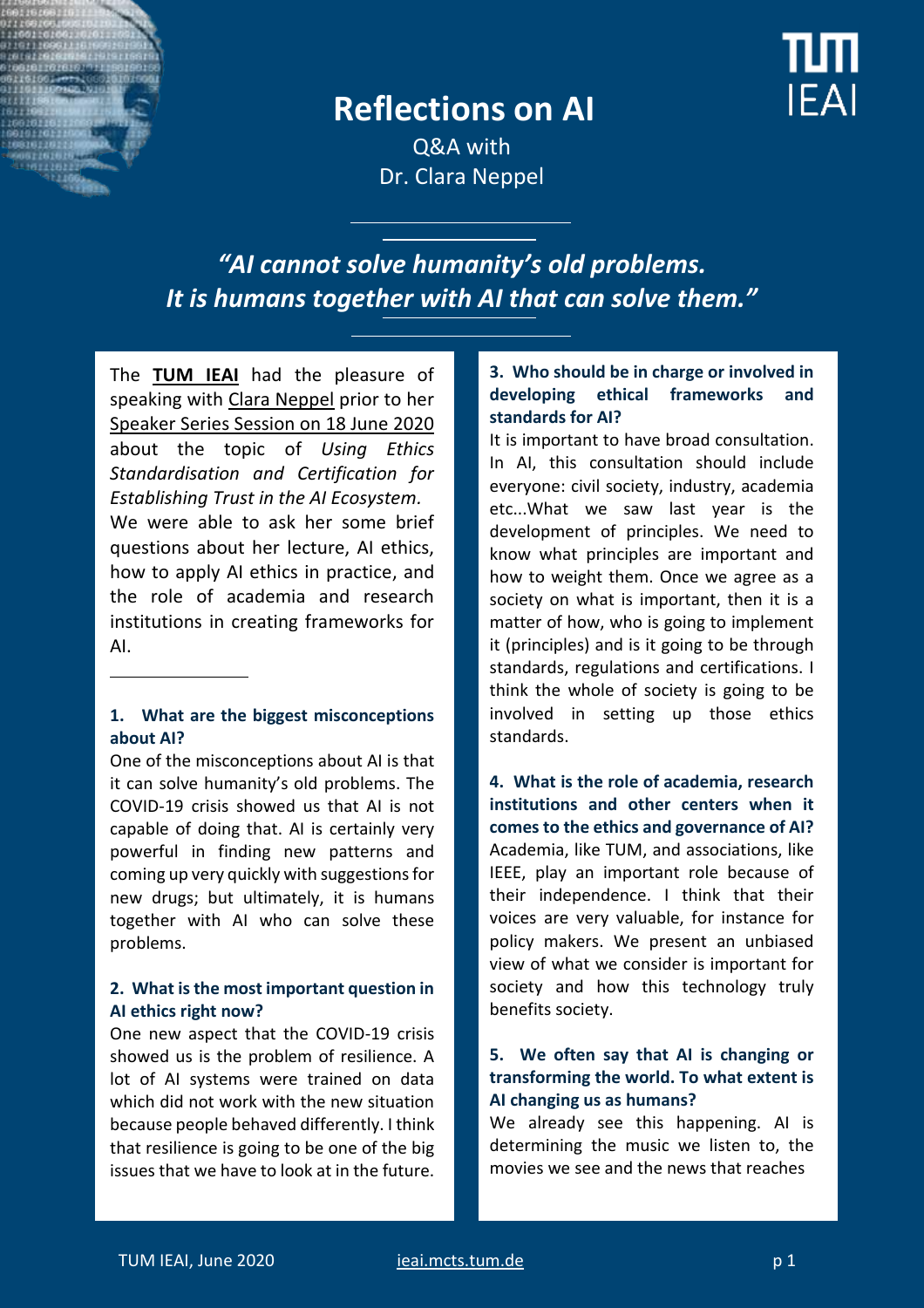# Reflections on AI

Q&A with
Dr. Clara Neppel

*"AI cannot solve humanity's old problems. It is humans together with AI that can solve them."*

The **TUM IEAI** had the pleasure of speaking with Clara Neppel prior to her Speaker Series Session on 18 June 2020 about the topic of *Using Ethics Standardisation and Certification for Establishing Trust in the AI Ecosystem.* We were able to ask her some brief questions about her lecture, AI ethics, how to apply AI ethics in practice, and the role of academia and research institutions in creating frameworks for AI.

### 1. What are the biggest misconceptions about AI?

One of the misconceptions about AI is that it can solve humanity's old problems. The COVID-19 crisis showed us that AI is not capable of doing that. AI is certainly very powerful in finding new patterns and coming up very quickly with suggestions for new drugs; but ultimately, it is humans together with AI who can solve these problems.

### 2. What is the most important question in AI ethics right now?

One new aspect that the COVID-19 crisis showed us is the problem of resilience. A lot of AI systems were trained on data which did not work with the new situation because people behaved differently. I think that resilience is going to be one of the big issues that we have to look at in the future.

### 3. Who should be in charge or involved in developing ethical frameworks and standards for AI?

It is important to have broad consultation. In AI, this consultation should include everyone: civil society, industry, academia etc...What we saw last year is the development of principles. We need to know what principles are important and how to weight them. Once we agree as a society on what is important, then it is a matter of how, who is going to implement it (principles) and is it going to be through standards, regulations and certifications. I think the whole of society is going to be involved in setting up those ethics standards.

### 4. What is the role of academia, research institutions and other centers when it comes to the ethics and governance of AI?

Academia, like TUM, and associations, like IEEE, play an important role because of their independence. I think that their voices are very valuable, for instance for policy makers. We present an unbiased view of what we consider is important for society and how this technology truly benefits society.

### 5. We often say that AI is changing or transforming the world. To what extent is AI changing us as humans?

We already see this happening. AI is determining the music we listen to, the movies we see and the news that reaches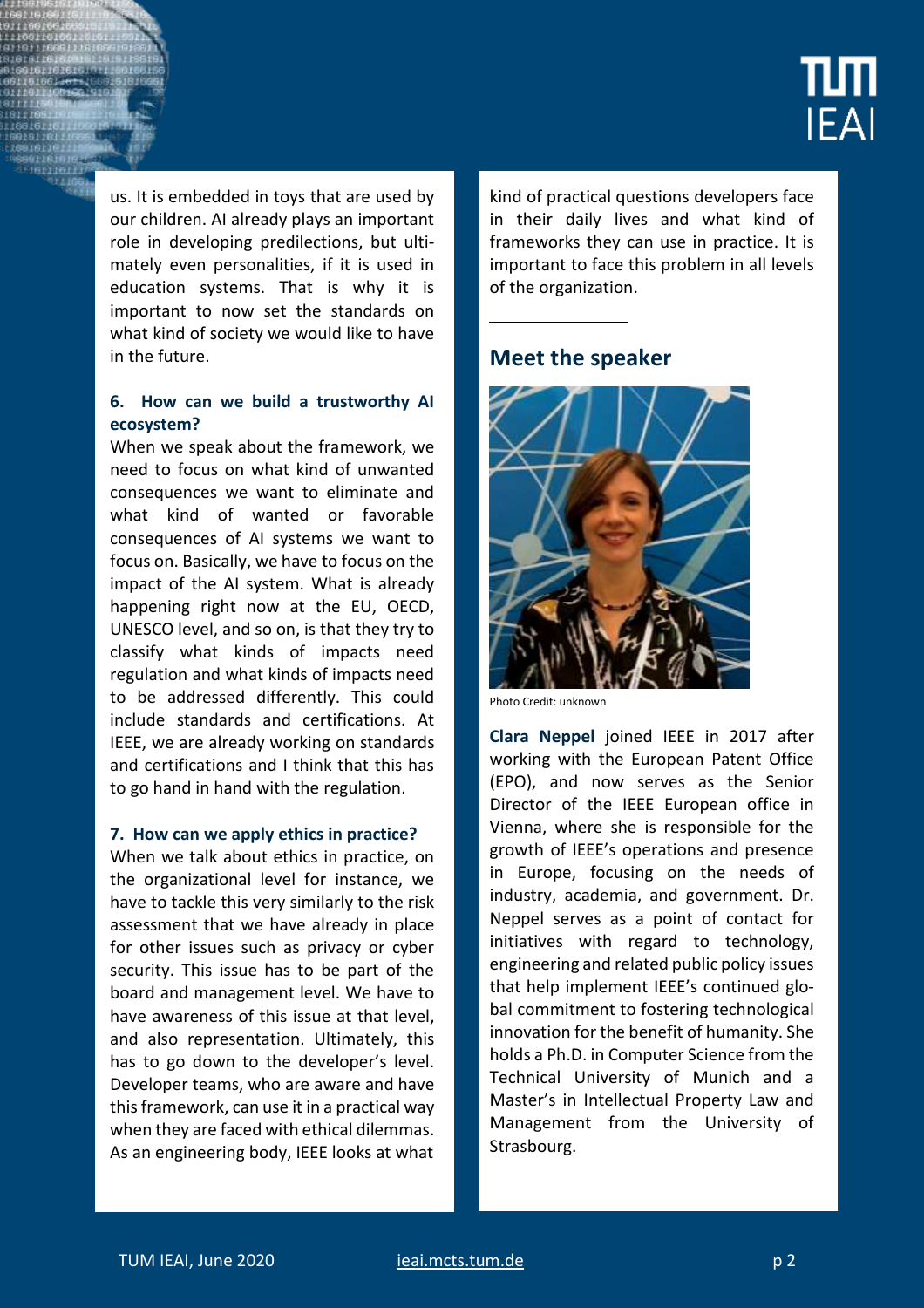us. It is embedded in toys that are used by our children. AI already plays an important role in developing predilections, but ultimately even personalities, if it is used in education systems. That is why it is important to now set the standards on what kind of society we would like to have in the future.

**6. How can we build a trustworthy AI ecosystem?**

When we speak about the framework, we need to focus on what kind of unwanted consequences we want to eliminate and what kind of wanted or favorable consequences of AI systems we want to focus on. Basically, we have to focus on the impact of the AI system. What is already happening right now at the EU, OECD, UNESCO level, and so on, is that they try to classify what kinds of impacts need regulation and what kinds of impacts need to be addressed differently. This could include standards and certifications. At IEEE, we are already working on standards and certifications and I think that this has to go hand in hand with the regulation.

**7. How can we apply ethics in practice?**

When we talk about ethics in practice, on the organizational level for instance, we have to tackle this very similarly to the risk assessment that we have already in place for other issues such as privacy or cyber security. This issue has to be part of the board and management level. We have to have awareness of this issue at that level, and also representation. Ultimately, this has to go down to the developer's level. Developer teams, who are aware and have this framework, can use it in a practical way when they are faced with ethical dilemmas. As an engineering body, IEEE looks at what kind of practical questions developers face in their daily lives and what kind of frameworks they can use in practice. It is important to face this problem in all levels of the organization.

---

## Meet the speaker

Photo Credit: unknown

**Clara Neppel** joined IEEE in 2017 after working with the European Patent Office (EPO), and now serves as the Senior Director of the IEEE European office in Vienna, where she is responsible for the growth of IEEE's operations and presence in Europe, focusing on the needs of industry, academia, and government. Dr. Neppel serves as a point of contact for initiatives with regard to technology, engineering and related public policy issues that help implement IEEE's continued global commitment to fostering technological innovation for the benefit of humanity. She holds a Ph.D. in Computer Science from the Technical University of Munich and a Master's in Intellectual Property Law and Management from the University of Strasbourg.